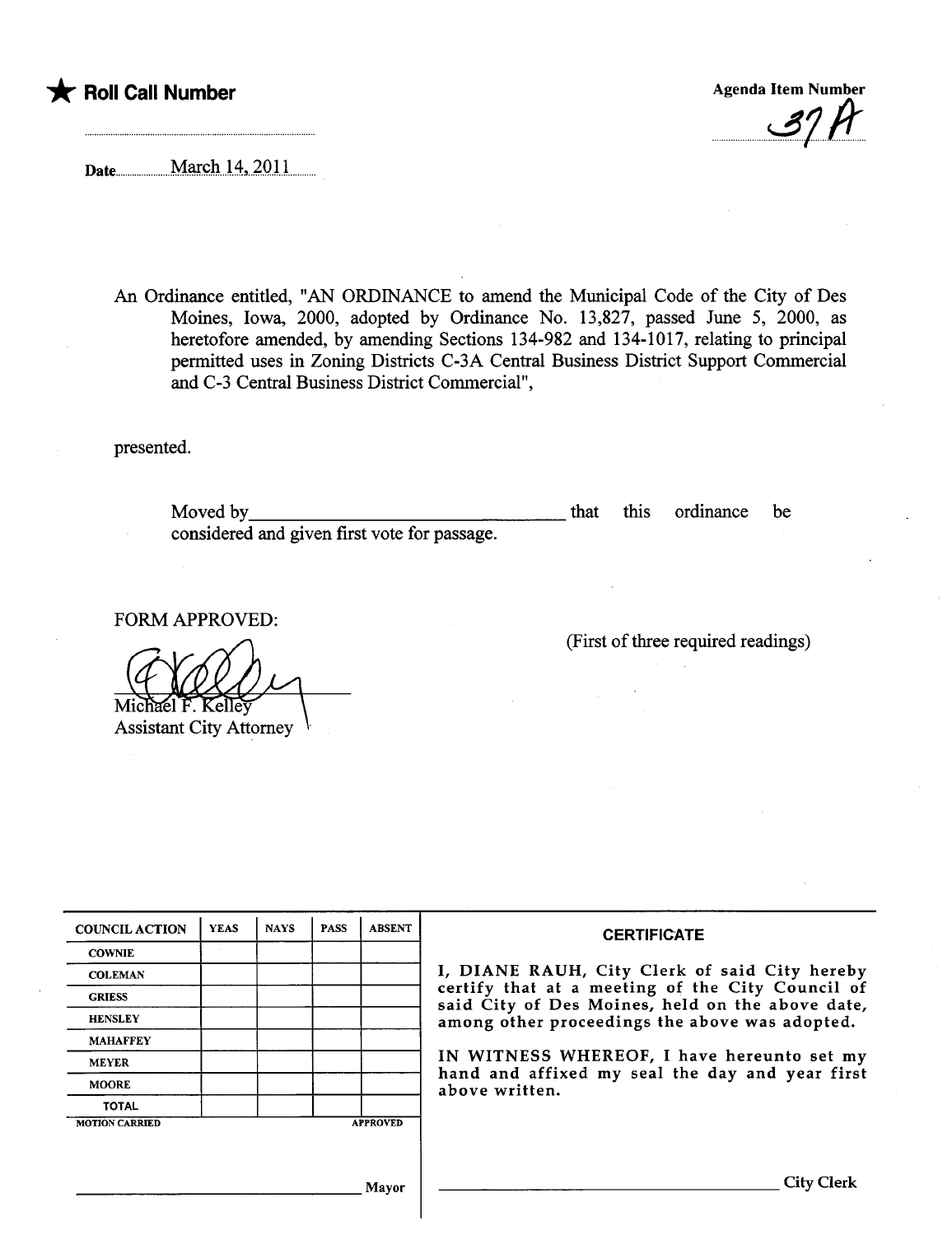★ **Roll Call Number**

**Agenda Item Number**

37A

Date March 14, 2011

An Ordinance entitled, "AN ORDINANCE to amend the Municipal Code of the City of Des Moines, Iowa, 2000, adopted by Ordinance No. 13,827, passed June 5, 2000, as heretofore amended, by amending Sections 134-982 and 134-1017, relating to principal permitted uses in Zoning Districts C-3A Central Business District Support Commercial and C-3 Central Business District Commercial",

presented.

Moved by ______________________ that this ordinance be considered and given first vote for passage.

FORM APPROVED:

Michael F. Kelley
Assistant City Attorney

(First of three required readings)

| COUNCIL ACTION | YEAS | NAYS | PASS | ABSENT |
|---|---|---|---|---|
| COWNIE | | | | |
| COLEMAN | | | | |
| GRIESS | | | | |
| HENSLEY | | | | |
| MAHAFFEY | | | | |
| MEYER | | | | |
| MOORE | | | | |
| TOTAL | | | | |

MOTION CARRIED APPROVED

______________________ Mayor

**CERTIFICATE**

I, DIANE RAUH, City Clerk of said City hereby certify that at a meeting of the City Council of said City of Des Moines, held on the above date, among other proceedings the above was adopted.

IN WITNESS WHEREOF, I have hereunto set my hand and affixed my seal the day and year first above written.

______________________ City Clerk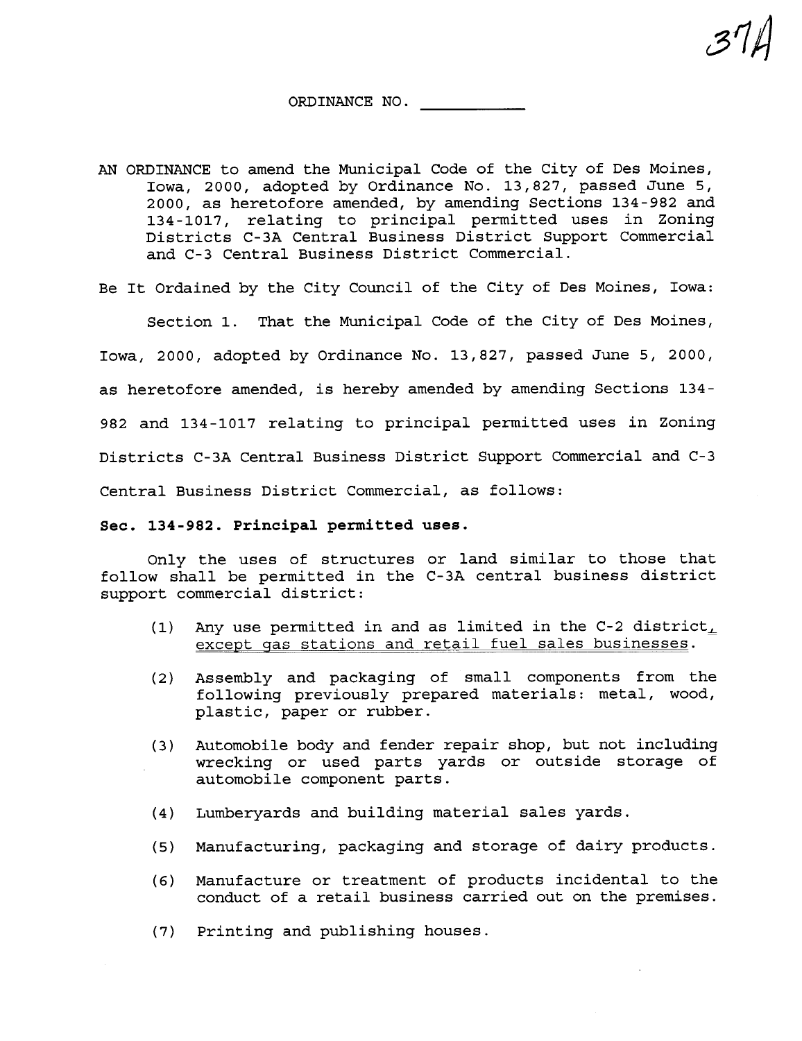37A

ORDINANCE NO. ___________

AN ORDINANCE to amend the Municipal Code of the City of Des Moines, Iowa, 2000, adopted by Ordinance No. 13,827, passed June 5, 2000, as heretofore amended, by amending Sections 134-982 and 134-1017, relating to principal permitted uses in Zoning Districts C-3A Central Business District Support Commercial and C-3 Central Business District Commercial.

Be It Ordained by the City Council of the City of Des Moines, Iowa:

Section 1. That the Municipal Code of the City of Des Moines, Iowa, 2000, adopted by Ordinance No. 13,827, passed June 5, 2000, as heretofore amended, is hereby amended by amending Sections 134-982 and 134-1017 relating to principal permitted uses in Zoning Districts C-3A Central Business District Support Commercial and C-3 Central Business District Commercial, as follows:

**Sec. 134-982. Principal permitted uses.**

Only the uses of structures or land similar to those that follow shall be permitted in the C-3A central business district support commercial district:

(1) Any use permitted in and as limited in the C-2 district, <u>except gas stations and retail fuel sales businesses</u>.

(2) Assembly and packaging of small components from the following previously prepared materials: metal, wood, plastic, paper or rubber.

(3) Automobile body and fender repair shop, but not including wrecking or used parts yards or outside storage of automobile component parts.

(4) Lumberyards and building material sales yards.

(5) Manufacturing, packaging and storage of dairy products.

(6) Manufacture or treatment of products incidental to the conduct of a retail business carried out on the premises.

(7) Printing and publishing houses.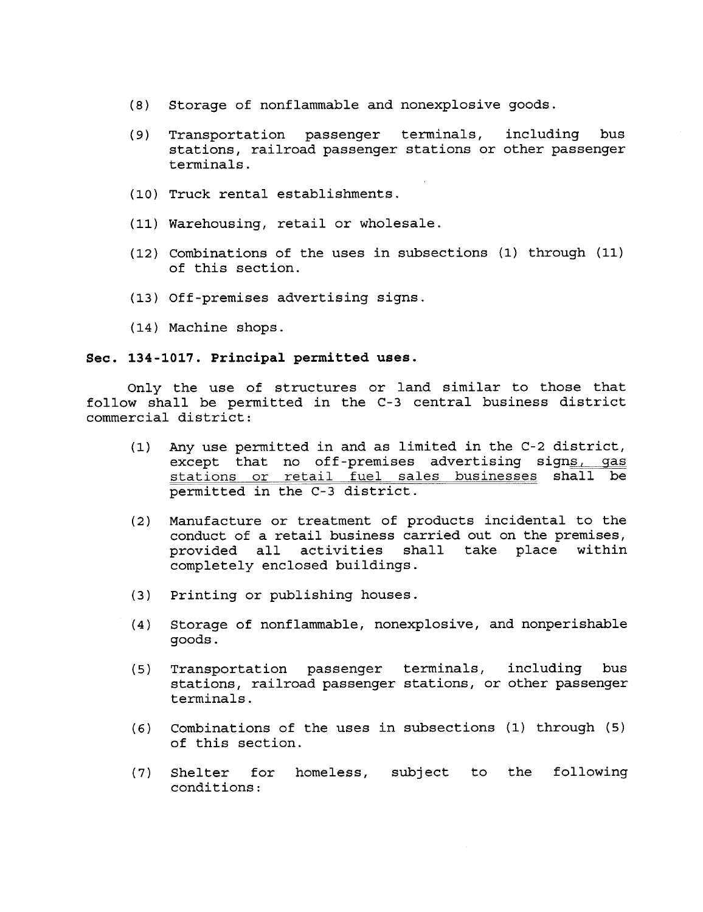(8) Storage of nonflammable and nonexplosive goods.

(9) Transportation passenger terminals, including bus stations, railroad passenger stations or other passenger terminals.

(10) Truck rental establishments.

(11) Warehousing, retail or wholesale.

(12) Combinations of the uses in subsections (1) through (11) of this section.

(13) Off-premises advertising signs.

(14) Machine shops.

**Sec. 134-1017. Principal permitted uses.**

Only the use of structures or land similar to those that follow shall be permitted in the C-3 central business district commercial district:

(1) Any use permitted in and as limited in the C-2 district, except that no off-premises advertising signs, gas stations or retail fuel sales businesses shall be permitted in the C-3 district.

(2) Manufacture or treatment of products incidental to the conduct of a retail business carried out on the premises, provided all activities shall take place within completely enclosed buildings.

(3) Printing or publishing houses.

(4) Storage of nonflammable, nonexplosive, and nonperishable goods.

(5) Transportation passenger terminals, including bus stations, railroad passenger stations, or other passenger terminals.

(6) Combinations of the uses in subsections (1) through (5) of this section.

(7) Shelter for homeless, subject to the following conditions: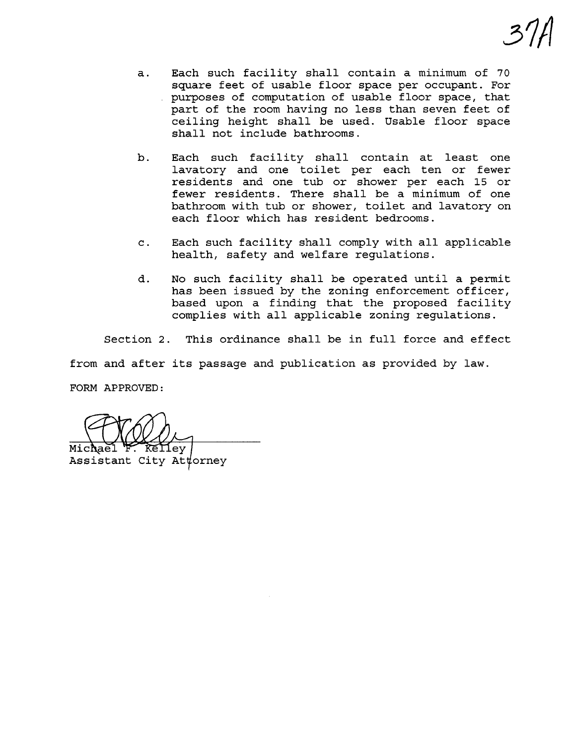37A

a. Each such facility shall contain a minimum of 70 square feet of usable floor space per occupant. For purposes of computation of usable floor space, that part of the room having no less than seven feet of ceiling height shall be used. Usable floor space shall not include bathrooms.

b. Each such facility shall contain at least one lavatory and one toilet per each ten or fewer residents and one tub or shower per each 15 or fewer residents. There shall be a minimum of one bathroom with tub or shower, toilet and lavatory on each floor which has resident bedrooms.

c. Each such facility shall comply with all applicable health, safety and welfare regulations.

d. No such facility shall be operated until a permit has been issued by the zoning enforcement officer, based upon a finding that the proposed facility complies with all applicable zoning regulations.

Section 2. This ordinance shall be in full force and effect from and after its passage and publication as provided by law.

FORM APPROVED:

Michael F. Kelley
Assistant City Attorney